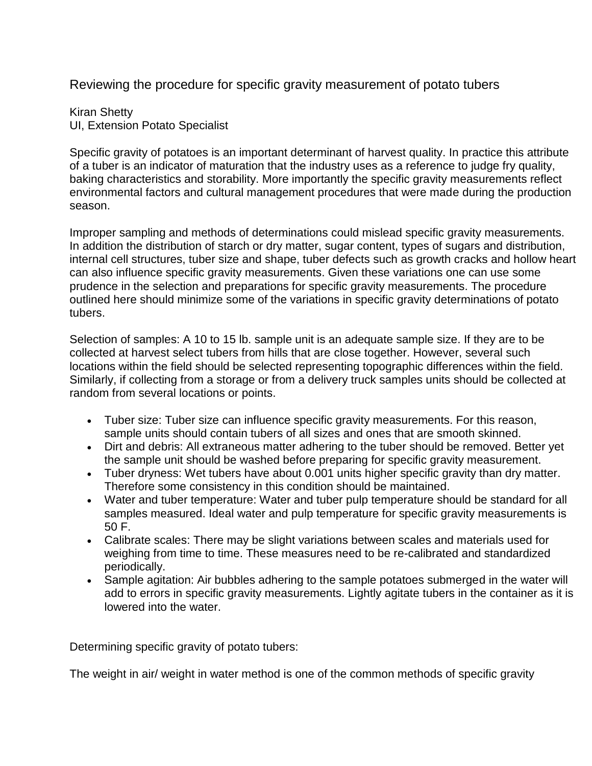# Reviewing the procedure for specific gravity measurement of potato tubers

Kiran Shetty
UI, Extension Potato Specialist

Specific gravity of potatoes is an important determinant of harvest quality. In practice this attribute of a tuber is an indicator of maturation that the industry uses as a reference to judge fry quality, baking characteristics and storability. More importantly the specific gravity measurements reflect environmental factors and cultural management procedures that were made during the production season.

Improper sampling and methods of determinations could mislead specific gravity measurements. In addition the distribution of starch or dry matter, sugar content, types of sugars and distribution, internal cell structures, tuber size and shape, tuber defects such as growth cracks and hollow heart can also influence specific gravity measurements. Given these variations one can use some prudence in the selection and preparations for specific gravity measurements. The procedure outlined here should minimize some of the variations in specific gravity determinations of potato tubers.

Selection of samples: A 10 to 15 lb. sample unit is an adequate sample size. If they are to be collected at harvest select tubers from hills that are close together. However, several such locations within the field should be selected representing topographic differences within the field. Similarly, if collecting from a storage or from a delivery truck samples units should be collected at random from several locations or points.

- Tuber size: Tuber size can influence specific gravity measurements. For this reason, sample units should contain tubers of all sizes and ones that are smooth skinned.
- Dirt and debris: All extraneous matter adhering to the tuber should be removed. Better yet the sample unit should be washed before preparing for specific gravity measurement.
- Tuber dryness: Wet tubers have about 0.001 units higher specific gravity than dry matter. Therefore some consistency in this condition should be maintained.
- Water and tuber temperature: Water and tuber pulp temperature should be standard for all samples measured. Ideal water and pulp temperature for specific gravity measurements is 50 F.
- Calibrate scales: There may be slight variations between scales and materials used for weighing from time to time. These measures need to be re-calibrated and standardized periodically.
- Sample agitation: Air bubbles adhering to the sample potatoes submerged in the water will add to errors in specific gravity measurements. Lightly agitate tubers in the container as it is lowered into the water.

Determining specific gravity of potato tubers:

The weight in air/ weight in water method is one of the common methods of specific gravity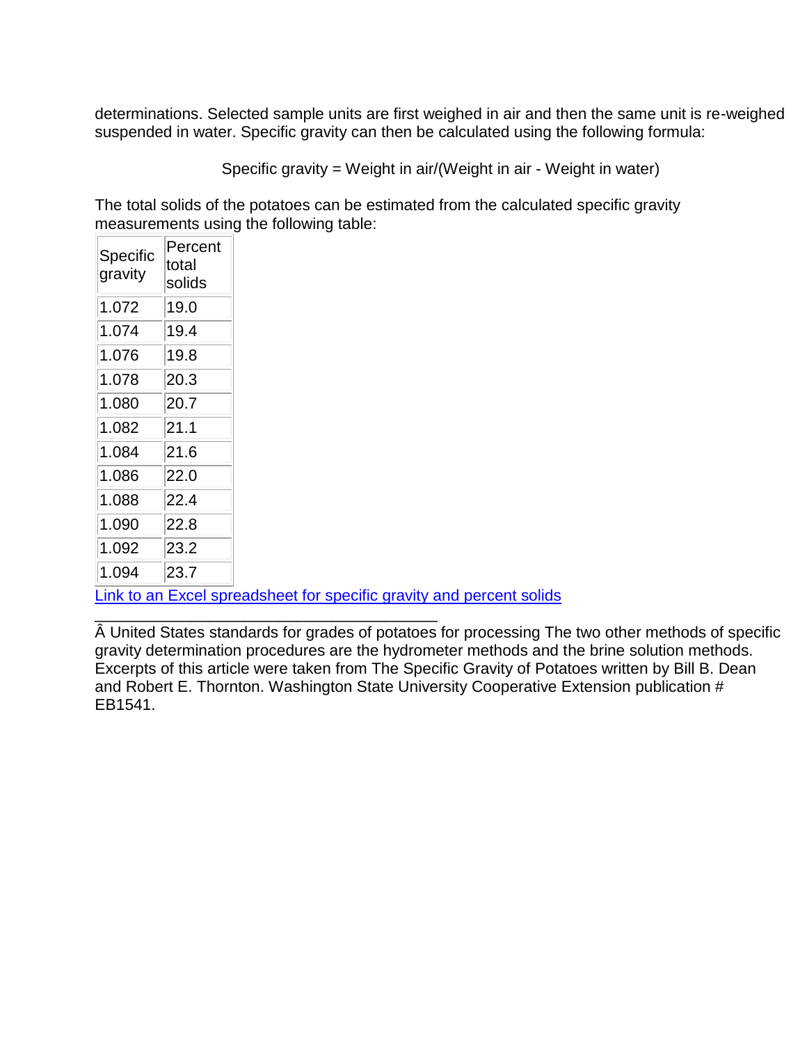determinations. Selected sample units are first weighed in air and then the same unit is re-weighed suspended in water. Specific gravity can then be calculated using the following formula:

$$\text{Specific gravity} = \text{Weight in air}/(\text{Weight in air} - \text{Weight in water})$$

The total solids of the potatoes can be estimated from the calculated specific gravity measurements using the following table:

| Specific gravity | Percent total solids |
|---|---|
| 1.072 | 19.0 |
| 1.074 | 19.4 |
| 1.076 | 19.8 |
| 1.078 | 20.3 |
| 1.080 | 20.7 |
| 1.082 | 21.1 |
| 1.084 | 21.6 |
| 1.086 | 22.0 |
| 1.088 | 22.4 |
| 1.090 | 22.8 |
| 1.092 | 23.2 |
| 1.094 | 23.7 |

Link to an Excel spreadsheet for specific gravity and percent solids

\_\_\_\_\_\_\_\_\_\_\_\_\_\_\_\_\_\_\_\_\_\_\_\_\_\_\_\_\_\_\_\_\_\_\_\_\_\_\_\_

Â United States standards for grades of potatoes for processing The two other methods of specific gravity determination procedures are the hydrometer methods and the brine solution methods. Excerpts of this article were taken from The Specific Gravity of Potatoes written by Bill B. Dean and Robert E. Thornton. Washington State University Cooperative Extension publication # EB1541.